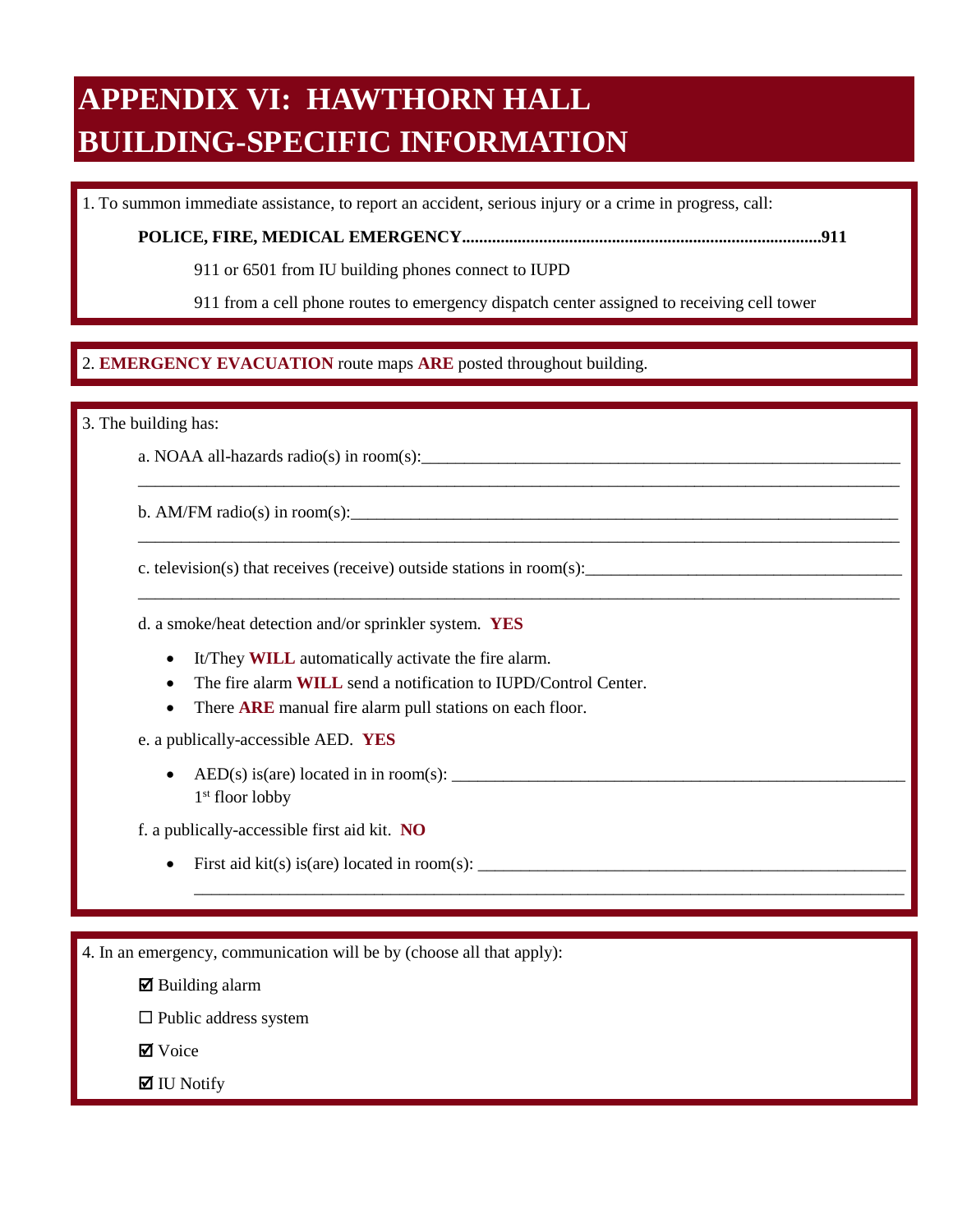# APPENDIX VI: HAWTHORN HALL BUILDING-SPECIFIC INFORMATION

1. To summon immediate assistance, to report an accident, serious injury or a crime in progress, call:

   **POLICE, FIRE, MEDICAL EMERGENCY.....................................................................................911**

   911 or 6501 from IU building phones connect to IUPD

   911 from a cell phone routes to emergency dispatch center assigned to receiving cell tower

2. **EMERGENCY EVACUATION** route maps **ARE** posted throughout building.

3. The building has:

   a. NOAA all-hazards radio(s) in room(s):______________________________________________________

   b. AM/FM radio(s) in room(s):_____________________________________________________________

   c. television(s) that receives (receive) outside stations in room(s):________________________________

   d. a smoke/heat detection and/or sprinkler system. **YES**

   - It/They **WILL** automatically activate the fire alarm.
   - The fire alarm **WILL** send a notification to IUPD/Control Center.
   - There **ARE** manual fire alarm pull stations on each floor.

   e. a publically-accessible AED. **YES**

   - AED(s) is(are) located in in room(s): ___________________________________________ 1st floor lobby

   f. a publically-accessible first aid kit. **NO**

   - First aid kit(s) is(are) located in room(s): ________________________________________

4. In an emergency, communication will be by (choose all that apply):

   ☑ Building alarm

   ☐ Public address system

   ☑ Voice

   ☑ IU Notify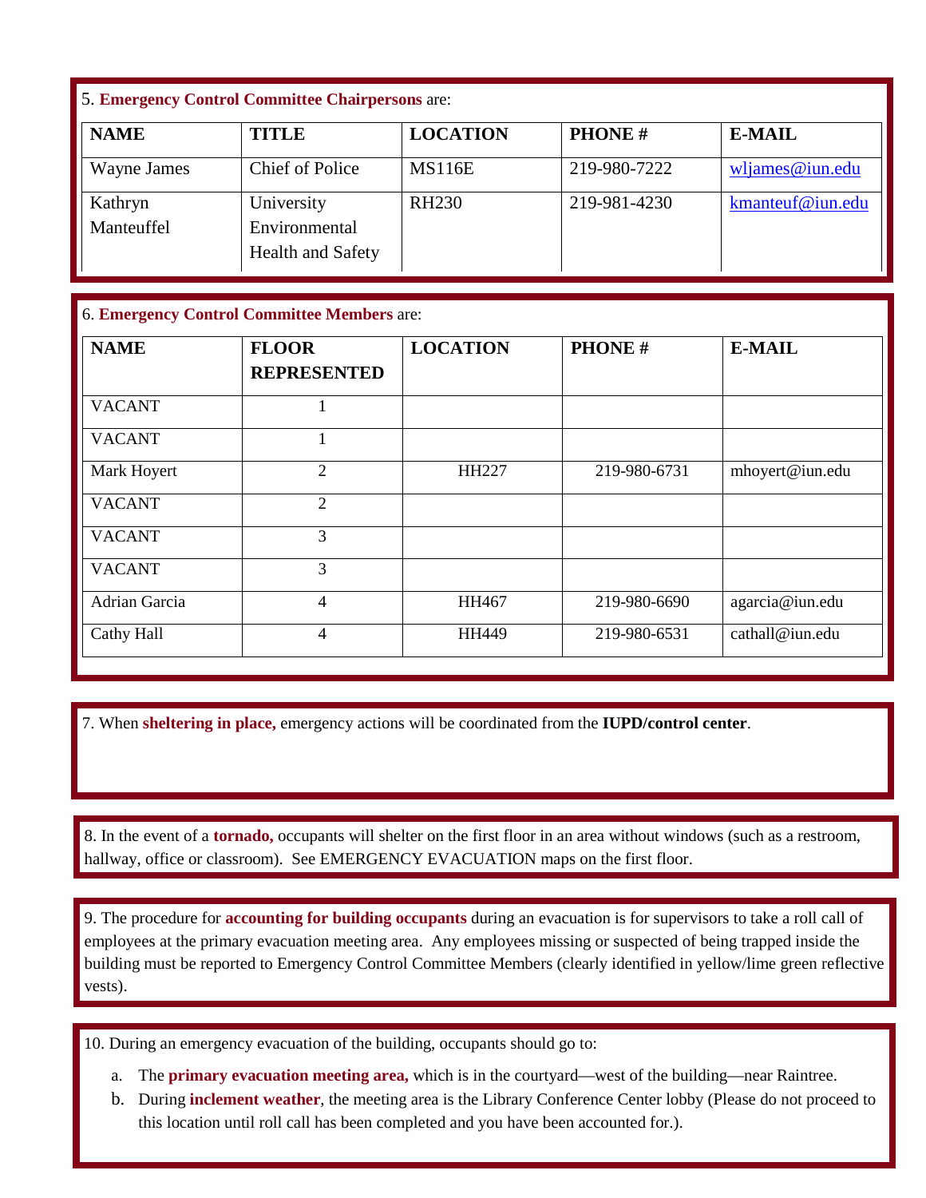5. **Emergency Control Committee Chairpersons** are:

| NAME | TITLE | LOCATION | PHONE # | E-MAIL |
|---|---|---|---|---|
| Wayne James | Chief of Police | MS116E | 219-980-7222 | wljames@iun.edu |
| Kathryn Manteuffel | University Environmental Health and Safety | RH230 | 219-981-4230 | kmanteuf@iun.edu |

6. **Emergency Control Committee Members** are:

| NAME | FLOOR REPRESENTED | LOCATION | PHONE # | E-MAIL |
|---|---|---|---|---|
| VACANT | 1 | | | |
| VACANT | 1 | | | |
| Mark Hoyert | 2 | HH227 | 219-980-6731 | mhoyert@iun.edu |
| VACANT | 2 | | | |
| VACANT | 3 | | | |
| VACANT | 3 | | | |
| Adrian Garcia | 4 | HH467 | 219-980-6690 | agarcia@iun.edu |
| Cathy Hall | 4 | HH449 | 219-980-6531 | cathall@iun.edu |

7. When **sheltering in place,** emergency actions will be coordinated from the **IUPD/control center**.

8. In the event of a **tornado,** occupants will shelter on the first floor in an area without windows (such as a restroom, hallway, office or classroom). See EMERGENCY EVACUATION maps on the first floor.

9. The procedure for **accounting for building occupants** during an evacuation is for supervisors to take a roll call of employees at the primary evacuation meeting area. Any employees missing or suspected of being trapped inside the building must be reported to Emergency Control Committee Members (clearly identified in yellow/lime green reflective vests).

10. During an emergency evacuation of the building, occupants should go to:

a. The **primary evacuation meeting area,** which is in the courtyard—west of the building—near Raintree.

b. During **inclement weather**, the meeting area is the Library Conference Center lobby (Please do not proceed to this location until roll call has been completed and you have been accounted for.).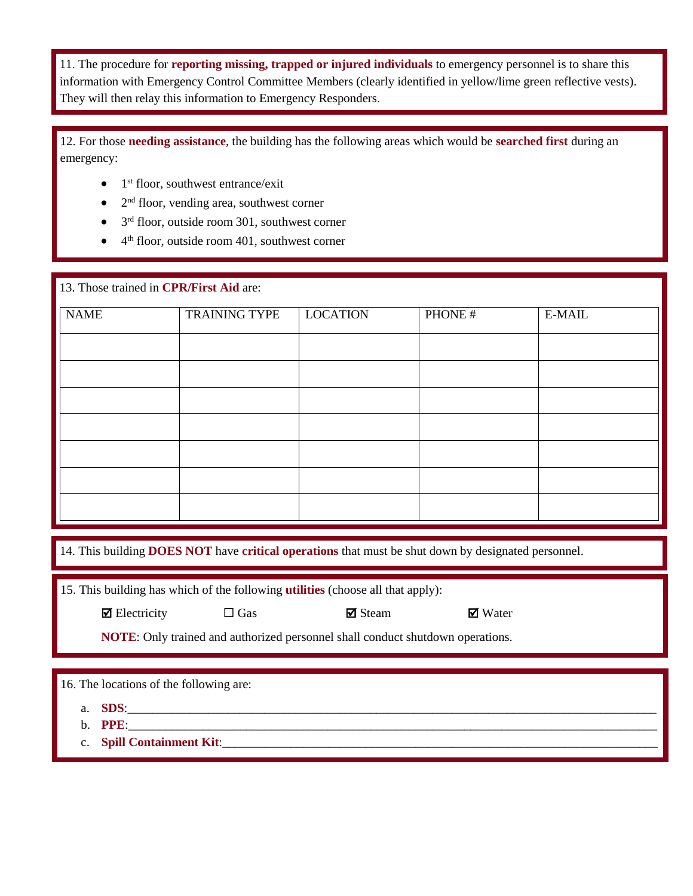11. The procedure for **reporting missing, trapped or injured individuals** to emergency personnel is to share this information with Emergency Control Committee Members (clearly identified in yellow/lime green reflective vests). They will then relay this information to Emergency Responders.

12. For those **needing assistance**, the building has the following areas which would be **searched first** during an emergency:

- 1st floor, southwest entrance/exit
- 2nd floor, vending area, southwest corner
- 3rd floor, outside room 301, southwest corner
- 4th floor, outside room 401, southwest corner

13. Those trained in **CPR/First Aid** are:

| NAME | TRAINING TYPE | LOCATION | PHONE # | E-MAIL |
|---|---|---|---|---|
| | | | | |
| | | | | |
| | | | | |
| | | | | |
| | | | | |
| | | | | |
| | | | | |

14. This building **DOES NOT** have **critical operations** that must be shut down by designated personnel.

15. This building has which of the following **utilities** (choose all that apply):

☑ Electricity ☐ Gas ☑ Steam ☑ Water

**NOTE**: Only trained and authorized personnel shall conduct shutdown operations.

16. The locations of the following are:

a. **SDS**:\_\_\_\_\_\_\_\_\_\_\_\_\_\_\_\_\_\_\_\_\_\_\_\_\_\_\_\_\_\_\_\_\_\_\_\_\_\_\_\_
b. **PPE**:\_\_\_\_\_\_\_\_\_\_\_\_\_\_\_\_\_\_\_\_\_\_\_\_\_\_\_\_\_\_\_\_\_\_\_\_\_\_\_\_
c. **Spill Containment Kit**:\_\_\_\_\_\_\_\_\_\_\_\_\_\_\_\_\_\_\_\_\_\_\_\_\_\_\_\_\_\_\_\_